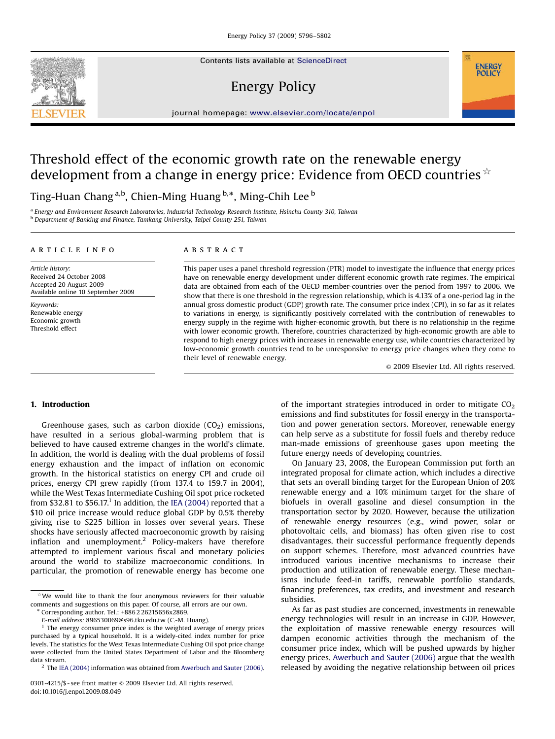# Threshold effect of the economic growth rate on the renewable energy development from a change in energy price: Evidence from OECD countries ☆

Ting-Huan Chang [a,b], Chien-Ming Huang [b,*], Ming-Chih Lee [b]

[a] Energy and Environment Research Laboratories, Industrial Technology Research Institute, Hsinchu County 310, Taiwan
[b] Department of Banking and Finance, Tamkang University, Taipei County 251, Taiwan

## ARTICLE INFO

*Article history:*
Received 24 October 2008
Accepted 20 August 2009
Available online 10 September 2009

*Keywords:*
Renewable energy
Economic growth
Threshold effect

## ABSTRACT

This paper uses a panel threshold regression (PTR) model to investigate the influence that energy prices have on renewable energy development under different economic growth rate regimes. The empirical data are obtained from each of the OECD member-countries over the period from 1997 to 2006. We show that there is one threshold in the regression relationship, which is 4.13% of a one-period lag in the annual gross domestic product (GDP) growth rate. The consumer product index (CPI), in so far as it relates to variations in energy, is significantly positively correlated with the contribution of renewables to energy supply in the regime with higher-economic growth, but there is no relationship in the regime with lower economic growth. Therefore, countries characterized by high-economic growth are able to respond to high energy prices with increases in renewable energy use, while countries characterized by low-economic growth countries tend to be unresponsive to energy price changes when they come to their level of renewable energy.

© 2009 Elsevier Ltd. All rights reserved.

## 1. Introduction

Greenhouse gases, such as carbon dioxide ($CO_2$) emissions, have resulted in a serious global-warming problem that is believed to have caused extreme changes in the world's climate. In addition, the world is dealing with the dual problems of fossil energy exhaustion and the impact of inflation on economic growth. In the historical statistics on energy CPI and crude oil prices, energy CPI grew rapidly (from 137.4 to 159.7 in 2004), while the West Texas Intermediate Cushing Oil spot price rocketed from \$32.81 to \$56.17.[1] In addition, the IEA (2004) reported that a \$10 oil price increase would reduce global GDP by 0.5% thereby giving rise to \$225 billion in losses over several years. These shocks have seriously affected macroeconomic growth by raising inflation and unemployment.[2] Policy-makers have therefore attempted to implement various fiscal and monetary policies around the world to stabilize macroeconomic conditions. In particular, the promotion of renewable energy has become one of the important strategies introduced in order to mitigate $CO_2$ emissions and find substitutes for fossil energy in the transportation and power generation sectors. Moreover, renewable energy can help serve as a substitute for fossil fuels and thereby reduce man-made emissions of greenhouse gases upon meeting the future energy needs of developing countries.

On January 23, 2008, the European Commission put forth an integrated proposal for climate action, which includes a directive that sets an overall binding target for the European Union of 20% renewable energy and a 10% minimum target for the share of biofuels in overall gasoline and diesel consumption in the transportation sector by 2020. However, because the utilization of renewable energy resources (e.g., wind power, solar or photovoltaic cells, and biomass) has often given rise to cost disadvantages, their successful performance frequently depends on support schemes. Therefore, most advanced countries have introduced various incentive mechanisms to increase their production and utilization of renewable energy. These mechanisms include feed-in tariffs, renewable portfolio standards, financing preferences, tax credits, and investment and research subsidies.

As far as past studies are concerned, investments in renewable energy technologies will result in an increase in GDP. However, the exploitation of massive renewable energy resources will dampen economic activities through the mechanism of the consumer price index, which will be pushed upwards by higher energy prices. Awerbuch and Sauter (2006) argue that the wealth released by avoiding the negative relationship between oil prices

---

☆ We would like to thank the four anonymous reviewers for their valuable comments and suggestions on this paper. Of course, all errors are our own.

\* Corresponding author. Tel.: +886 2 26215656x2869.
*E-mail address:* 896530069@s96.tku.edu.tw (C.-M. Huang).

[1] The energy consumer price index is the weighted average of energy prices purchased by a typical household. It is a widely-cited index number for price levels. The statistics for the West Texas Intermediate Cushing Oil spot price change were collected from the United States Department of Labor and the Bloomberg data stream.

[2] The IEA (2004) information was obtained from Awerbuch and Sauter (2006).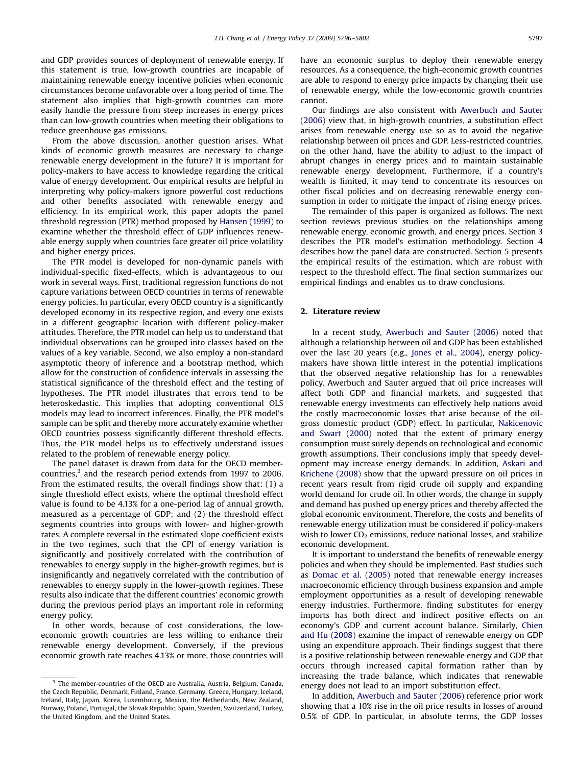and GDP provides sources of deployment of renewable energy. If this statement is true, low-growth countries are incapable of maintaining renewable energy incentive policies when economic circumstances become unfavorable over a long period of time. The statement also implies that high-growth countries can more easily handle the pressure from steep increases in energy prices than can low-growth countries when meeting their obligations to reduce greenhouse gas emissions.

From the above discussion, another question arises. What kinds of economic growth measures are necessary to change renewable energy development in the future? It is important for policy-makers to have access to knowledge regarding the critical value of energy development. Our empirical results are helpful in interpreting why policy-makers ignore powerful cost reductions and other benefits associated with renewable energy and efficiency. In its empirical work, this paper adopts the panel threshold regression (PTR) method proposed by Hansen (1999) to examine whether the threshold effect of GDP influences renewable energy supply when countries face greater oil price volatility and higher energy prices.

The PTR model is developed for non-dynamic panels with individual-specific fixed-effects, which is advantageous to our work in several ways. First, traditional regression functions do not capture variations between OECD countries in terms of renewable energy policies. In particular, every OECD country is a significantly developed economy in its respective region, and every one exists in a different geographic location with different policy-maker attitudes. Therefore, the PTR model can help us to understand that individual observations can be grouped into classes based on the values of a key variable. Second, we also employ a non-standard asymptotic theory of inference and a bootstrap method, which allow for the construction of confidence intervals in assessing the statistical significance of the threshold effect and the testing of hypotheses. The PTR model illustrates that errors tend to be heteroskedastic. This implies that adopting conventional OLS models may lead to incorrect inferences. Finally, the PTR model's sample can be split and thereby more accurately examine whether OECD countries possess significantly different threshold effects. Thus, the PTR model helps us to effectively understand issues related to the problem of renewable energy policy.

The panel dataset is drawn from data for the OECD member-countries,[3] and the research period extends from 1997 to 2006. From the estimated results, the overall findings show that: (1) a single threshold effect exists, where the optimal threshold effect value is found to be 4.13% for a one-period lag of annual growth, measured as a percentage of GDP; and (2) the threshold effect segments countries into groups with lower- and higher-growth rates. A complete reversal in the estimated slope coefficient exists in the two regimes, such that the CPI of energy variation is significantly and positively correlated with the contribution of renewables to energy supply in the higher-growth regimes, but is insignificantly and negatively correlated with the contribution of renewables to energy supply in the lower-growth regimes. These results also indicate that the different countries' economic growth during the previous period plays an important role in reforming energy policy.

In other words, because of cost considerations, the low-economic growth countries are less willing to enhance their renewable energy development. Conversely, if the previous economic growth rate reaches 4.13% or more, those countries will have an economic surplus to deploy their renewable energy resources. As a consequence, the high-economic growth countries are able to respond to energy price impacts by changing their use of renewable energy, while the low-economic growth countries cannot.

Our findings are also consistent with Awerbuch and Sauter (2006) view that, in high-growth countries, a substitution effect arises from renewable energy use so as to avoid the negative relationship between oil prices and GDP. Less-restricted countries, on the other hand, have the ability to adjust to the impact of abrupt changes in energy prices and to maintain sustainable renewable energy development. Furthermore, if a country's wealth is limited, it may tend to concentrate its resources on other fiscal policies and on decreasing renewable energy consumption in order to mitigate the impact of rising energy prices.

The remainder of this paper is organized as follows. The next section reviews previous studies on the relationships among renewable energy, economic growth, and energy prices. Section 3 describes the PTR model's estimation methodology. Section 4 describes how the panel data are constructed. Section 5 presents the empirical results of the estimation, which are robust with respect to the threshold effect. The final section summarizes our empirical findings and enables us to draw conclusions.

## 2. Literature review

In a recent study, Awerbuch and Sauter (2006) noted that although a relationship between oil and GDP has been established over the last 20 years (e.g., Jones et al., 2004), energy policy-makers have shown little interest in the potential implications that the observed negative relationship has for a renewables policy. Awerbuch and Sauter argued that oil price increases will affect both GDP and financial markets, and suggested that renewable energy investments can effectively help nations avoid the costly macroeconomic losses that arise because of the oil-gross domestic product (GDP) effect. In particular, Nakicenovic and Swart (2000) noted that the extent of primary energy consumption must surely depends on technological and economic growth assumptions. Their conclusions imply that speedy development may increase energy demands. In addition, Askari and Krichene (2008) show that the upward pressure on oil prices in recent years result from rigid crude oil supply and expanding world demand for crude oil. In other words, the change in supply and demand has pushed up energy prices and thereby affected the global economic environment. Therefore, the costs and benefits of renewable energy utilization must be considered if policy-makers wish to lower $CO_2$ emissions, reduce national losses, and stabilize economic development.

It is important to understand the benefits of renewable energy policies and when they should be implemented. Past studies such as Domac et al. (2005) noted that renewable energy increases macroeconomic efficiency through business expansion and ample employment opportunities as a result of developing renewable energy industries. Furthermore, finding substitutes for energy imports has both direct and indirect positive effects on an economy's GDP and current account balance. Similarly, Chien and Hu (2008) examine the impact of renewable energy on GDP using an expenditure approach. Their findings suggest that there is a positive relationship between renewable energy and GDP that occurs through increased capital formation rather than by increasing the trade balance, which indicates that renewable energy does not lead to an import substitution effect.

In addition, Awerbuch and Sauter (2006) reference prior work showing that a 10% rise in the oil price results in losses of around 0.5% of GDP. In particular, in absolute terms, the GDP losses

[3] The member-countries of the OECD are Australia, Austria, Belgium, Canada, the Czech Republic, Denmark, Finland, France, Germany, Greece, Hungary, Iceland, Ireland, Italy, Japan, Korea, Luxembourg, Mexico, the Netherlands, New Zealand, Norway, Poland, Portugal, the Slovak Republic, Spain, Sweden, Switzerland, Turkey, the United Kingdom, and the United States.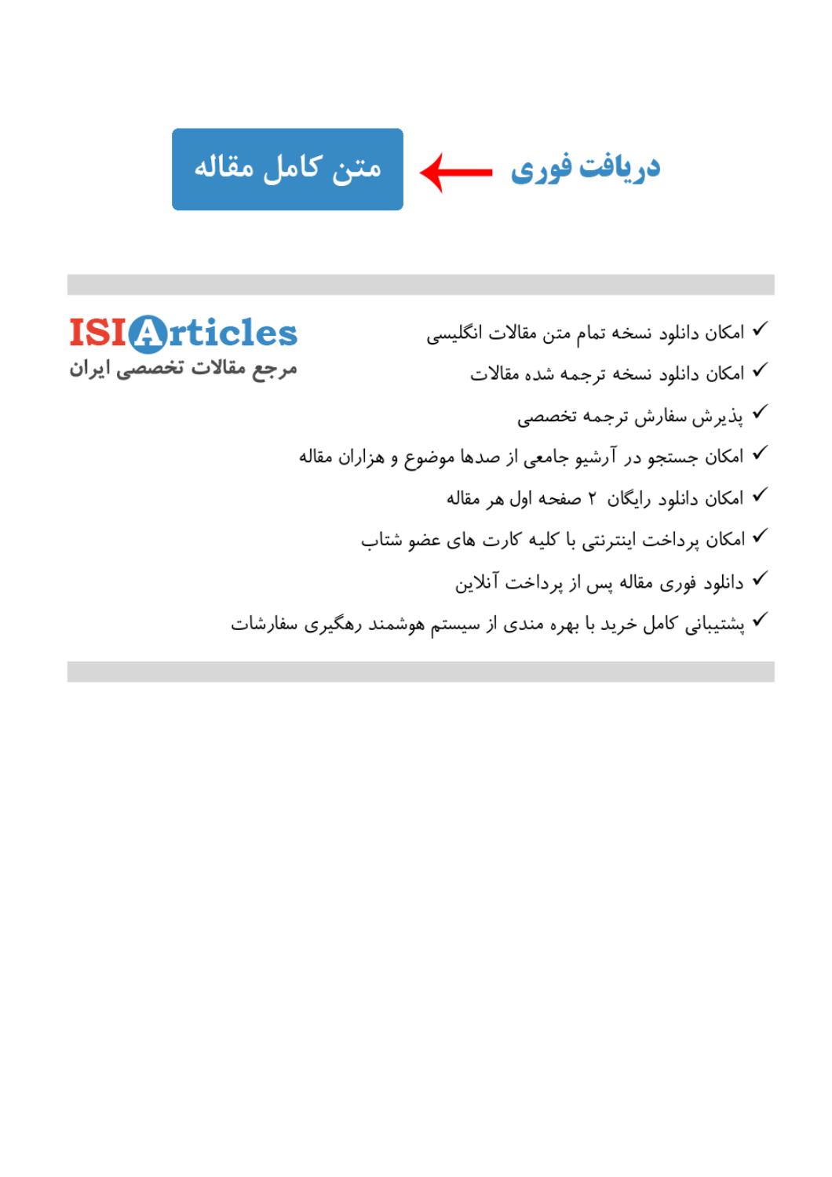دریافت فوری ← متن کامل مقاله

ISIArticles
مرجع مقالات تخصصی ایران

- ✓ امکان دانلود نسخه تمام متن مقالات انگلیسی
- ✓ امکان دانلود نسخه ترجمه شده مقالات
- ✓ پذیرش سفارش ترجمه تخصصی
- ✓ امکان جستجو در آرشیو جامعی از صدها موضوع و هزاران مقاله
- ✓ امکان دانلود رایگان ۲ صفحه اول هر مقاله
- ✓ امکان پرداخت اینترنتی با کلیه کارت های عضو شتاب
- ✓ دانلود فوری مقاله پس از پرداخت آنلاین
- ✓ پشتیبانی کامل خرید با بهره مندی از سیستم هوشمند رهگیری سفارشات